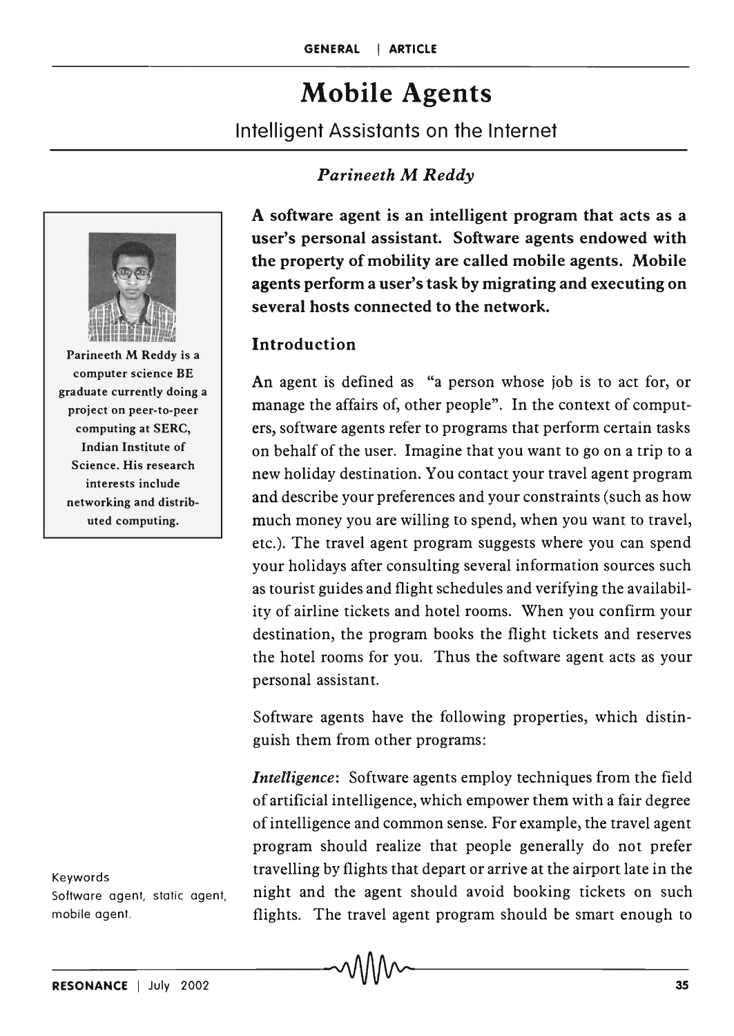# Mobile Agents

## Intelligent Assistants on the Internet

*Parineeth M Reddy*

Parineeth M Reddy is a computer science BE graduate currently doing a project on peer-to-peer computing at SERC, Indian Institute of Science. His research interests include networking and distributed computing.

**A software agent is an intelligent program that acts as a user's personal assistant. Software agents endowed with the property of mobility are called mobile agents. Mobile agents perform a user's task by migrating and executing on several hosts connected to the network.**

### Introduction

An agent is defined as "a person whose job is to act for, or manage the affairs of, other people". In the context of computers, software agents refer to programs that perform certain tasks on behalf of the user. Imagine that you want to go on a trip to a new holiday destination. You contact your travel agent program and describe your preferences and your constraints (such as how much money you are willing to spend, when you want to travel, etc.). The travel agent program suggests where you can spend your holidays after consulting several information sources such as tourist guides and flight schedules and verifying the availability of airline tickets and hotel rooms. When you confirm your destination, the program books the flight tickets and reserves the hotel rooms for you. Thus the software agent acts as your personal assistant.

Software agents have the following properties, which distinguish them from other programs:

*Intelligence*: Software agents employ techniques from the field of artificial intelligence, which empower them with a fair degree of intelligence and common sense. For example, the travel agent program should realize that people generally do not prefer travelling by flights that depart or arrive at the airport late in the night and the agent should avoid booking tickets on such flights. The travel agent program should be smart enough to

Keywords
Software agent, static agent, mobile agent.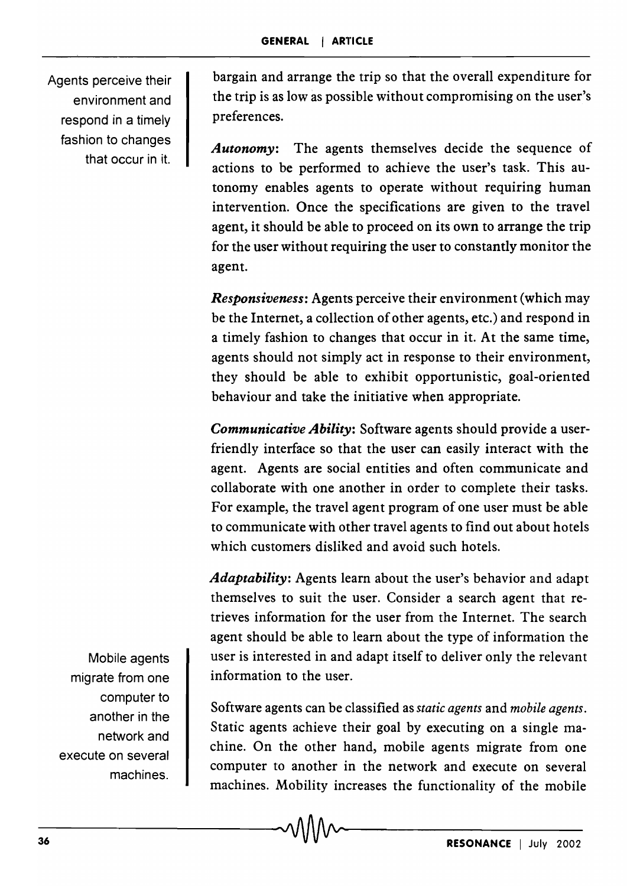bargain and arrange the trip so that the overall expenditure for the trip is as low as possible without compromising on the user's preferences.

Agents perceive their environment and respond in a timely fashion to changes that occur in it.

***Autonomy***: The agents themselves decide the sequence of actions to be performed to achieve the user's task. This autonomy enables agents to operate without requiring human intervention. Once the specifications are given to the travel agent, it should be able to proceed on its own to arrange the trip for the user without requiring the user to constantly monitor the agent.

***Responsiveness***: Agents perceive their environment (which may be the Internet, a collection of other agents, etc.) and respond in a timely fashion to changes that occur in it. At the same time, agents should not simply act in response to their environment, they should be able to exhibit opportunistic, goal-oriented behaviour and take the initiative when appropriate.

***Communicative Ability***: Software agents should provide a user-friendly interface so that the user can easily interact with the agent. Agents are social entities and often communicate and collaborate with one another in order to complete their tasks. For example, the travel agent program of one user must be able to communicate with other travel agents to find out about hotels which customers disliked and avoid such hotels.

***Adaptability***: Agents learn about the user's behavior and adapt themselves to suit the user. Consider a search agent that retrieves information for the user from the Internet. The search agent should be able to learn about the type of information the user is interested in and adapt itself to deliver only the relevant information to the user.

Mobile agents migrate from one computer to another in the network and execute on several machines.

Software agents can be classified as *static agents* and *mobile agents*. Static agents achieve their goal by executing on a single machine. On the other hand, mobile agents migrate from one computer to another in the network and execute on several machines. Mobility increases the functionality of the mobile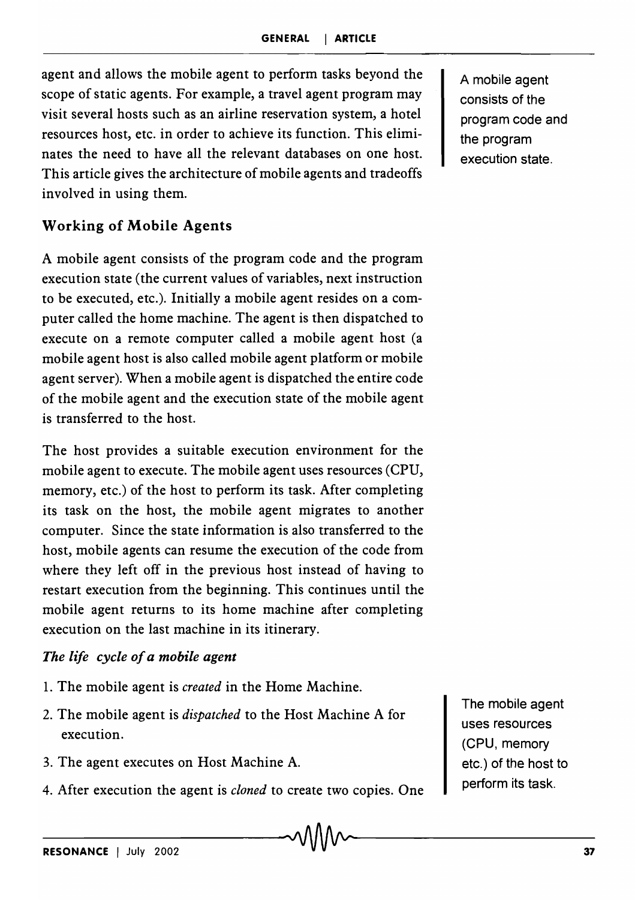agent and allows the mobile agent to perform tasks beyond the scope of static agents. For example, a travel agent program may visit several hosts such as an airline reservation system, a hotel resources host, etc. in order to achieve its function. This eliminates the need to have all the relevant databases on one host. This article gives the architecture of mobile agents and tradeoffs involved in using them.

A mobile agent consists of the program code and the program execution state.

## Working of Mobile Agents

A mobile agent consists of the program code and the program execution state (the current values of variables, next instruction to be executed, etc.). Initially a mobile agent resides on a computer called the home machine. The agent is then dispatched to execute on a remote computer called a mobile agent host (a mobile agent host is also called mobile agent platform or mobile agent server). When a mobile agent is dispatched the entire code of the mobile agent and the execution state of the mobile agent is transferred to the host.

The host provides a suitable execution environment for the mobile agent to execute. The mobile agent uses resources (CPU, memory, etc.) of the host to perform its task. After completing its task on the host, the mobile agent migrates to another computer. Since the state information is also transferred to the host, mobile agents can resume the execution of the code from where they left off in the previous host instead of having to restart execution from the beginning. This continues until the mobile agent returns to its home machine after completing execution on the last machine in its itinerary.

### *The life cycle of a mobile agent*

1. The mobile agent is *created* in the Home Machine.
2. The mobile agent is *dispatched* to the Host Machine A for execution.
3. The agent executes on Host Machine A.
4. After execution the agent is *cloned* to create two copies. One

The mobile agent uses resources (CPU, memory etc.) of the host to perform its task.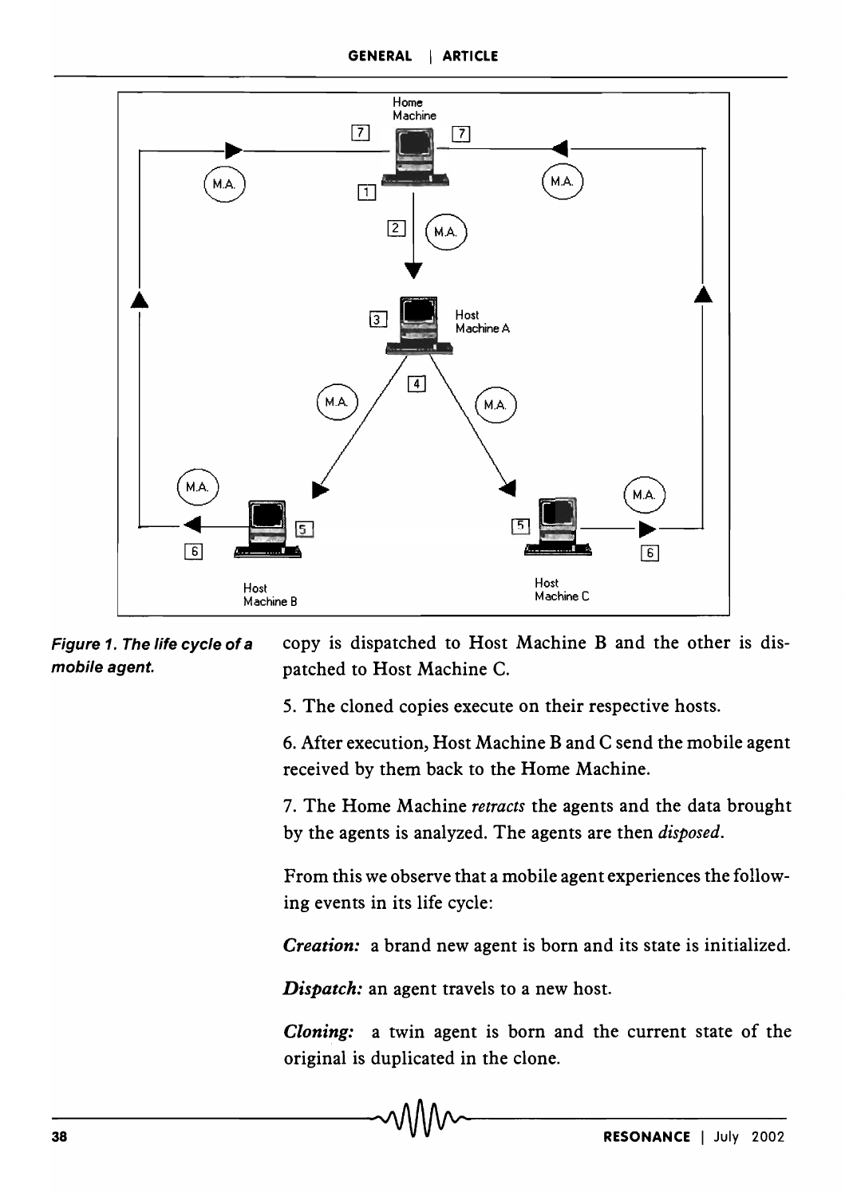Figure 1. The life cycle of a mobile agent.

copy is dispatched to Host Machine B and the other is dispatched to Host Machine C.

5. The cloned copies execute on their respective hosts.

6. After execution, Host Machine B and C send the mobile agent received by them back to the Home Machine.

7. The Home Machine *retracts* the agents and the data brought by the agents is analyzed. The agents are then *disposed*.

From this we observe that a mobile agent experiences the following events in its life cycle:

***Creation:*** a brand new agent is born and its state is initialized.

***Dispatch:*** an agent travels to a new host.

***Cloning:*** a twin agent is born and the current state of the original is duplicated in the clone.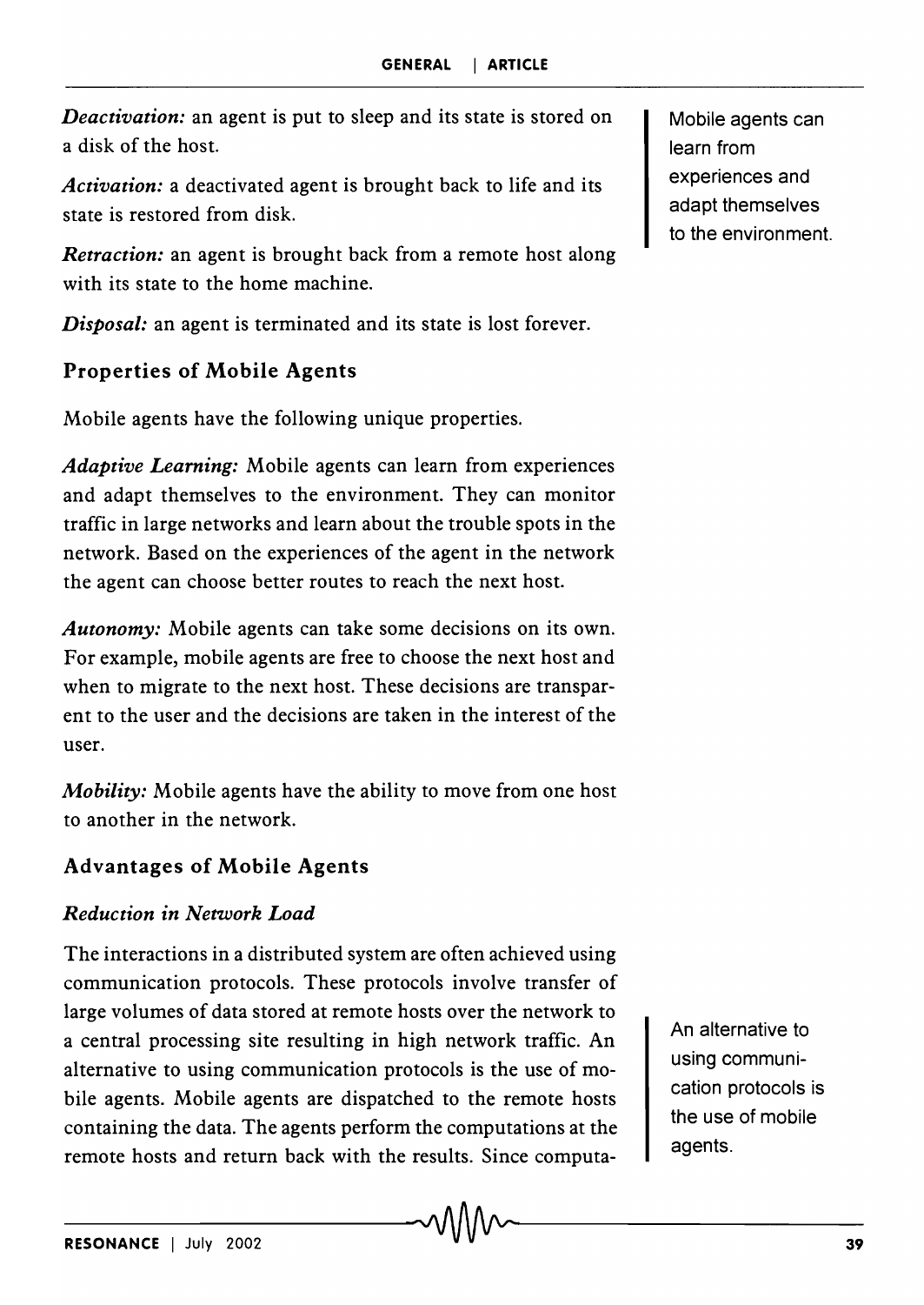*Deactivation:* an agent is put to sleep and its state is stored on a disk of the host.

*Activation:* a deactivated agent is brought back to life and its state is restored from disk.

*Retraction:* an agent is brought back from a remote host along with its state to the home machine.

*Disposal:* an agent is terminated and its state is lost forever.

## Properties of Mobile Agents

Mobile agents have the following unique properties.

*Adaptive Learning:* Mobile agents can learn from experiences and adapt themselves to the environment. They can monitor traffic in large networks and learn about the trouble spots in the network. Based on the experiences of the agent in the network the agent can choose better routes to reach the next host.

Mobile agents can learn from experiences and adapt themselves to the environment.

*Autonomy:* Mobile agents can take some decisions on its own. For example, mobile agents are free to choose the next host and when to migrate to the next host. These decisions are transparent to the user and the decisions are taken in the interest of the user.

*Mobility:* Mobile agents have the ability to move from one host to another in the network.

## Advantages of Mobile Agents

### *Reduction in Network Load*

The interactions in a distributed system are often achieved using communication protocols. These protocols involve transfer of large volumes of data stored at remote hosts over the network to a central processing site resulting in high network traffic. An alternative to using communication protocols is the use of mobile agents. Mobile agents are dispatched to the remote hosts containing the data. The agents perform the computations at the remote hosts and return back with the results. Since computa-

An alternative to using communication protocols is the use of mobile agents.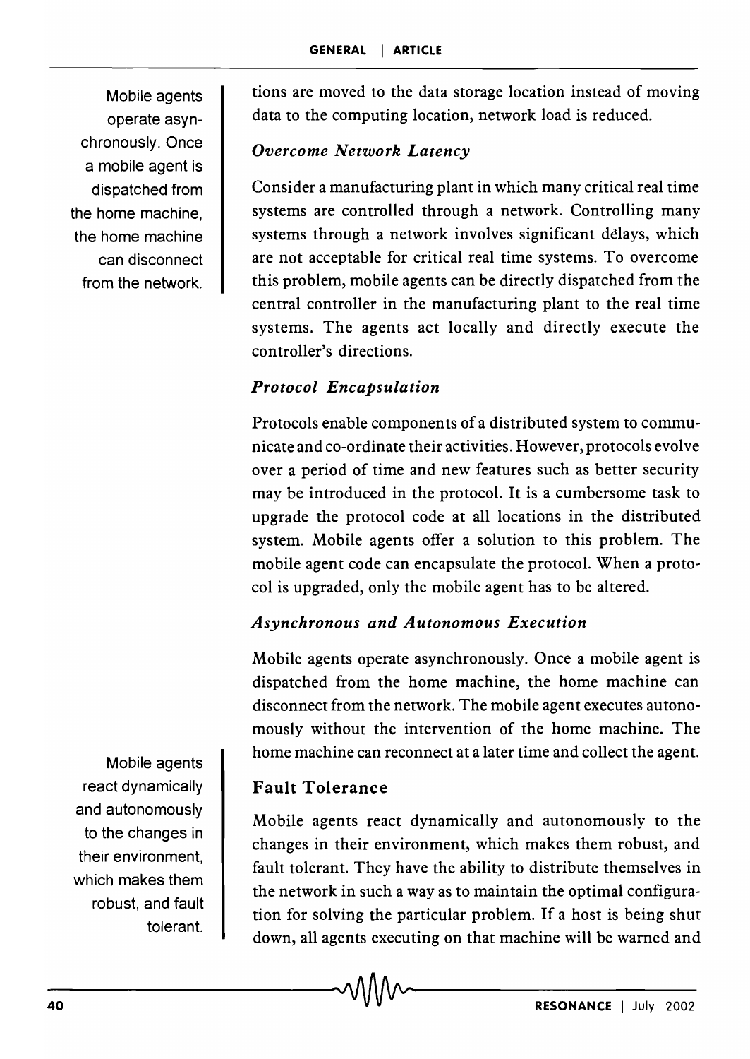tions are moved to the data storage location instead of moving data to the computing location, network load is reduced.

### *Overcome Network Latency*

Consider a manufacturing plant in which many critical real time systems are controlled through a network. Controlling many systems through a network involves significant delays, which are not acceptable for critical real time systems. To overcome this problem, mobile agents can be directly dispatched from the central controller in the manufacturing plant to the real time systems. The agents act locally and directly execute the controller's directions.

### *Protocol Encapsulation*

Protocols enable components of a distributed system to communicate and co-ordinate their activities. However, protocols evolve over a period of time and new features such as better security may be introduced in the protocol. It is a cumbersome task to upgrade the protocol code at all locations in the distributed system. Mobile agents offer a solution to this problem. The mobile agent code can encapsulate the protocol. When a protocol is upgraded, only the mobile agent has to be altered.

### *Asynchronous and Autonomous Execution*

Mobile agents operate asynchronously. Once a mobile agent is dispatched from the home machine, the home machine can disconnect from the network. The mobile agent executes autonomously without the intervention of the home machine. The home machine can reconnect at a later time and collect the agent.

Mobile agents operate asynchronously. Once a mobile agent is dispatched from the home machine, the home machine can disconnect from the network.

## Fault Tolerance

Mobile agents react dynamically and autonomously to the changes in their environment, which makes them robust, and fault tolerant. They have the ability to distribute themselves in the network in such a way as to maintain the optimal configuration for solving the particular problem. If a host is being shut down, all agents executing on that machine will be warned and

Mobile agents react dynamically and autonomously to the changes in their environment, which makes them robust, and fault tolerant.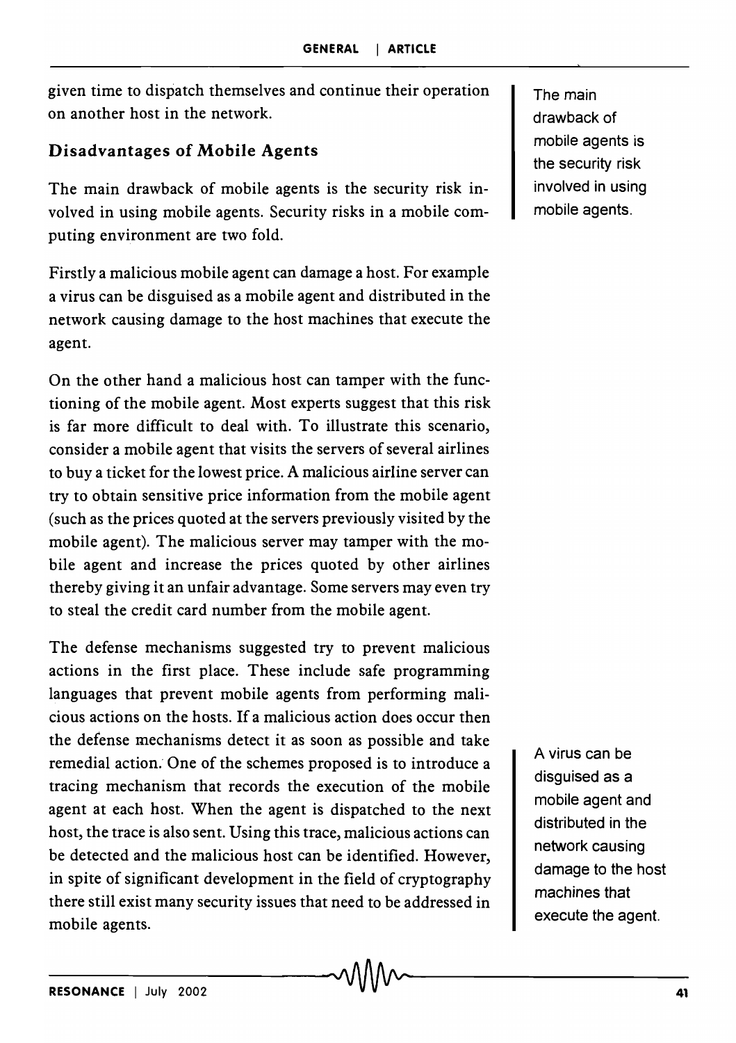given time to dispatch themselves and continue their operation on another host in the network.

### Disadvantages of Mobile Agents

The main drawback of mobile agents is the security risk involved in using mobile agents. Security risks in a mobile computing environment are two fold.

The main drawback of mobile agents is the security risk involved in using mobile agents.

Firstly a malicious mobile agent can damage a host. For example a virus can be disguised as a mobile agent and distributed in the network causing damage to the host machines that execute the agent.

On the other hand a malicious host can tamper with the functioning of the mobile agent. Most experts suggest that this risk is far more difficult to deal with. To illustrate this scenario, consider a mobile agent that visits the servers of several airlines to buy a ticket for the lowest price. A malicious airline server can try to obtain sensitive price information from the mobile agent (such as the prices quoted at the servers previously visited by the mobile agent). The malicious server may tamper with the mobile agent and increase the prices quoted by other airlines thereby giving it an unfair advantage. Some servers may even try to steal the credit card number from the mobile agent.

The defense mechanisms suggested try to prevent malicious actions in the first place. These include safe programming languages that prevent mobile agents from performing malicious actions on the hosts. If a malicious action does occur then the defense mechanisms detect it as soon as possible and take remedial action. One of the schemes proposed is to introduce a tracing mechanism that records the execution of the mobile agent at each host. When the agent is dispatched to the next host, the trace is also sent. Using this trace, malicious actions can be detected and the malicious host can be identified. However, in spite of significant development in the field of cryptography there still exist many security issues that need to be addressed in mobile agents.

A virus can be disguised as a mobile agent and distributed in the network causing damage to the host machines that execute the agent.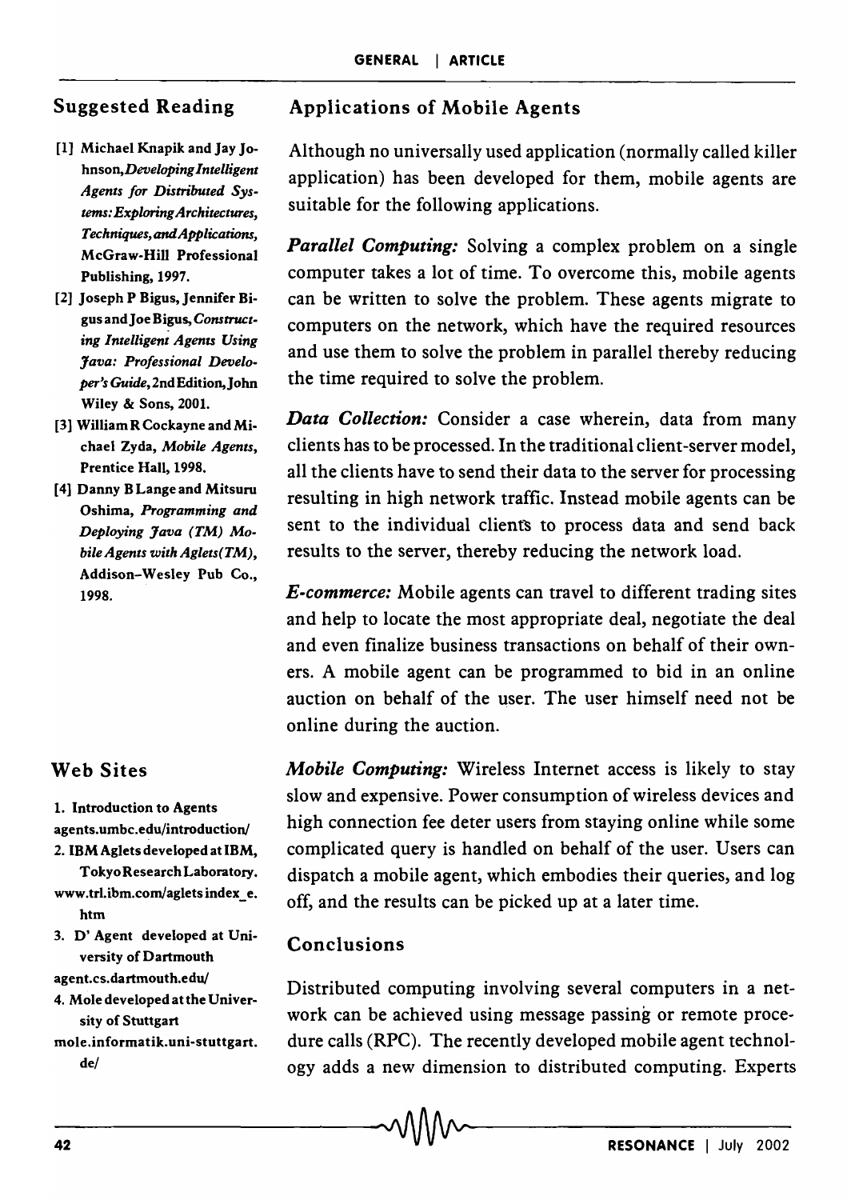## Applications of Mobile Agents

Although no universally used application (normally called killer application) has been developed for them, mobile agents are suitable for the following applications.

***Parallel Computing:*** Solving a complex problem on a single computer takes a lot of time. To overcome this, mobile agents can be written to solve the problem. These agents migrate to computers on the network, which have the required resources and use them to solve the problem in parallel thereby reducing the time required to solve the problem.

***Data Collection:*** Consider a case wherein, data from many clients has to be processed. In the traditional client-server model, all the clients have to send their data to the server for processing resulting in high network traffic. Instead mobile agents can be sent to the individual clients to process data and send back results to the server, thereby reducing the network load.

***E-commerce:*** Mobile agents can travel to different trading sites and help to locate the most appropriate deal, negotiate the deal and even finalize business transactions on behalf of their owners. A mobile agent can be programmed to bid in an online auction on behalf of the user. The user himself need not be online during the auction.

***Mobile Computing:*** Wireless Internet access is likely to stay slow and expensive. Power consumption of wireless devices and high connection fee deter users from staying online while some complicated query is handled on behalf of the user. Users can dispatch a mobile agent, which embodies their queries, and log off, and the results can be picked up at a later time.

## Conclusions

Distributed computing involving several computers in a network can be achieved using message passing or remote procedure calls (RPC). The recently developed mobile agent technology adds a new dimension to distributed computing. Experts

## Suggested Reading

[1] Michael Knapik and Jay Johnson, *Developing Intelligent Agents for Distributed Systems: Exploring Architectures, Techniques, and Applications*, McGraw-Hill Professional Publishing, 1997.

[2] Joseph P Bigus, Jennifer Bigus and Joe Bigus, *Constructing Intelligent Agents Using Java: Professional Developer's Guide*, 2nd Edition, John Wiley & Sons, 2001.

[3] William R Cockayne and Michael Zyda, *Mobile Agents*, Prentice Hall, 1998.

[4] Danny B Lange and Mitsuru Oshima, *Programming and Deploying Java (TM) Mobile Agents with Aglets(TM)*, Addison-Wesley Pub Co., 1998.

## Web Sites

1. Introduction to Agents agents.umbc.edu/introduction/
2. IBM Aglets developed at IBM, Tokyo Research Laboratory. www.trl.ibm.com/aglets index_e.htm
3. D' Agent developed at University of Dartmouth agent.cs.dartmouth.edu/
4. Mole developed at the University of Stuttgart mole.informatik.uni-stuttgart.de/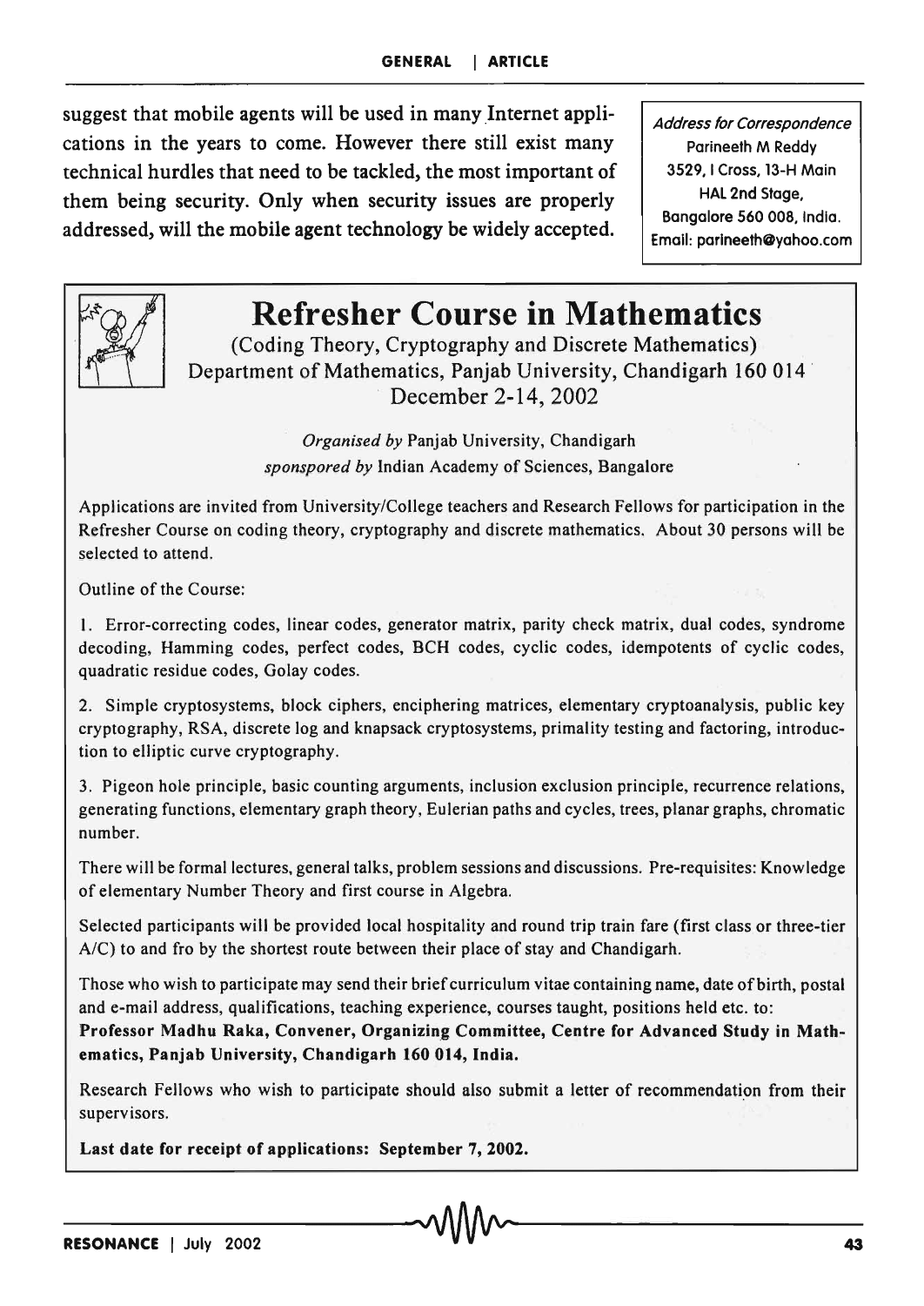suggest that mobile agents will be used in many Internet applications in the years to come. However there still exist many technical hurdles that need to be tackled, the most important of them being security. Only when security issues are properly addressed, will the mobile agent technology be widely accepted.

*Address for Correspondence*
Parineeth M Reddy
3529, I Cross, 13-H Main
HAL 2nd Stage,
Bangalore 560 008, India.
Email: parineeth@yahoo.com

# Refresher Course in Mathematics

(Coding Theory, Cryptography and Discrete Mathematics)
Department of Mathematics, Panjab University, Chandigarh 160 014
December 2-14, 2002

*Organised by* Panjab University, Chandigarh
*sponspored by* Indian Academy of Sciences, Bangalore

Applications are invited from University/College teachers and Research Fellows for participation in the Refresher Course on coding theory, cryptography and discrete mathematics. About 30 persons will be selected to attend.

Outline of the Course:

1. Error-correcting codes, linear codes, generator matrix, parity check matrix, dual codes, syndrome decoding, Hamming codes, perfect codes, BCH codes, cyclic codes, idempotents of cyclic codes, quadratic residue codes, Golay codes.

2. Simple cryptosystems, block ciphers, enciphering matrices, elementary cryptoanalysis, public key cryptography, RSA, discrete log and knapsack cryptosystems, primality testing and factoring, introduction to elliptic curve cryptography.

3. Pigeon hole principle, basic counting arguments, inclusion exclusion principle, recurrence relations, generating functions, elementary graph theory, Eulerian paths and cycles, trees, planar graphs, chromatic number.

There will be formal lectures, general talks, problem sessions and discussions. Pre-requisites: Knowledge of elementary Number Theory and first course in Algebra.

Selected participants will be provided local hospitality and round trip train fare (first class or three-tier A/C) to and fro by the shortest route between their place of stay and Chandigarh.

Those who wish to participate may send their brief curriculum vitae containing name, date of birth, postal and e-mail address, qualifications, teaching experience, courses taught, positions held etc. to:
**Professor Madhu Raka, Convener, Organizing Committee, Centre for Advanced Study in Mathematics, Panjab University, Chandigarh 160 014, India.**

Research Fellows who wish to participate should also submit a letter of recommendation from their supervisors.

**Last date for receipt of applications: September 7, 2002.**